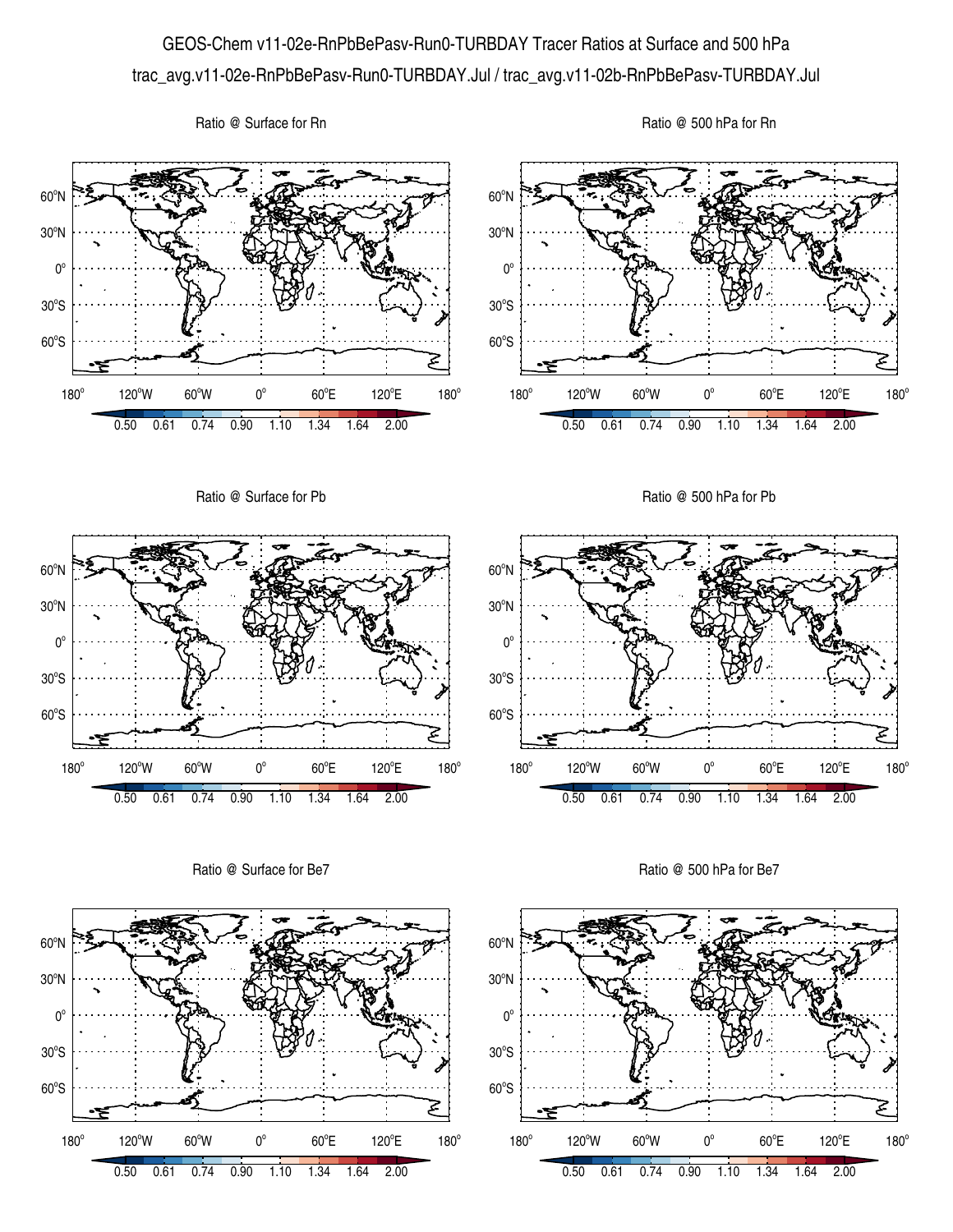# GEOS-Chem v11-02e-RnPbBePasv-Run0-TURBDAY Tracer Ratios at Surface and 500 hPa

trac_avg.v11-02e-RnPbBePasv-Run0-TURBDAY.Jul / trac_avg.v11-02b-RnPbBePasv-TURBDAY.Jul

Ratio @ Surface for Rn

Ratio @ 500 hPa for Rn

Ratio @ Surface for Pb

Ratio @ 500 hPa for Pb

Ratio @ Surface for Be7

Ratio @ 500 hPa for Be7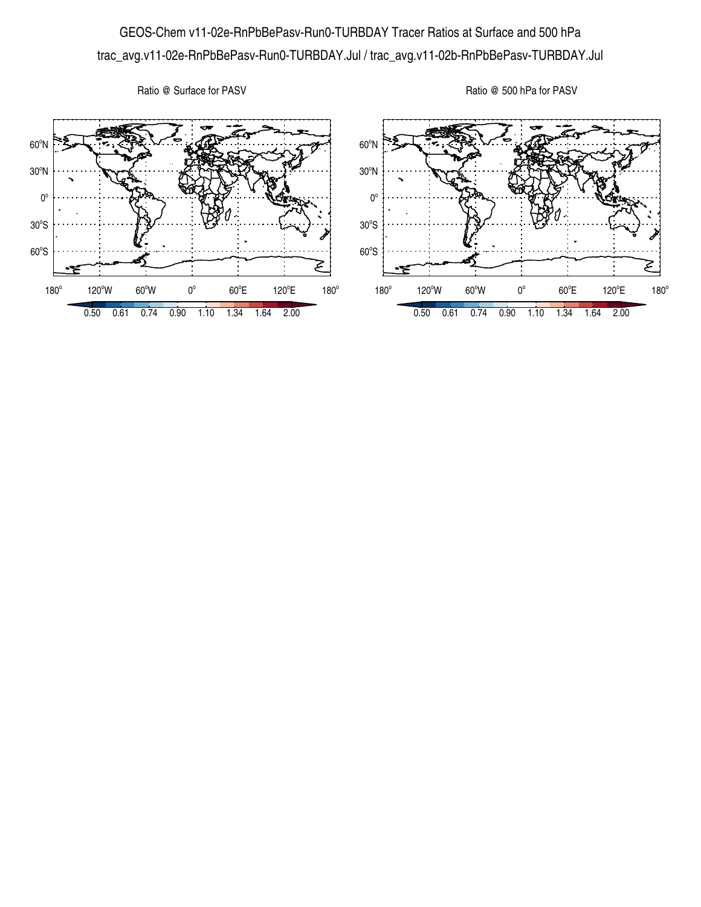GEOS-Chem v11-02e-RnPbBePasv-Run0-TURBDAY Tracer Ratios at Surface and 500 hPa

trac_avg.v11-02e-RnPbBePasv-Run0-TURBDAY.Jul / trac_avg.v11-02b-RnPbBePasv-TURBDAY.Jul

Ratio @ Surface for PASV

60°N
30°N
0°
30°S
60°S

180° 120°W 60°W 0° 60°E 120°E 180°

0.50 0.61 0.74 0.90 1.10 1.34 1.64 2.00

Ratio @ 500 hPa for PASV

60°N
30°N
0°
30°S
60°S

180° 120°W 60°W 0° 60°E 120°E 180°

0.50 0.61 0.74 0.90 1.10 1.34 1.64 2.00